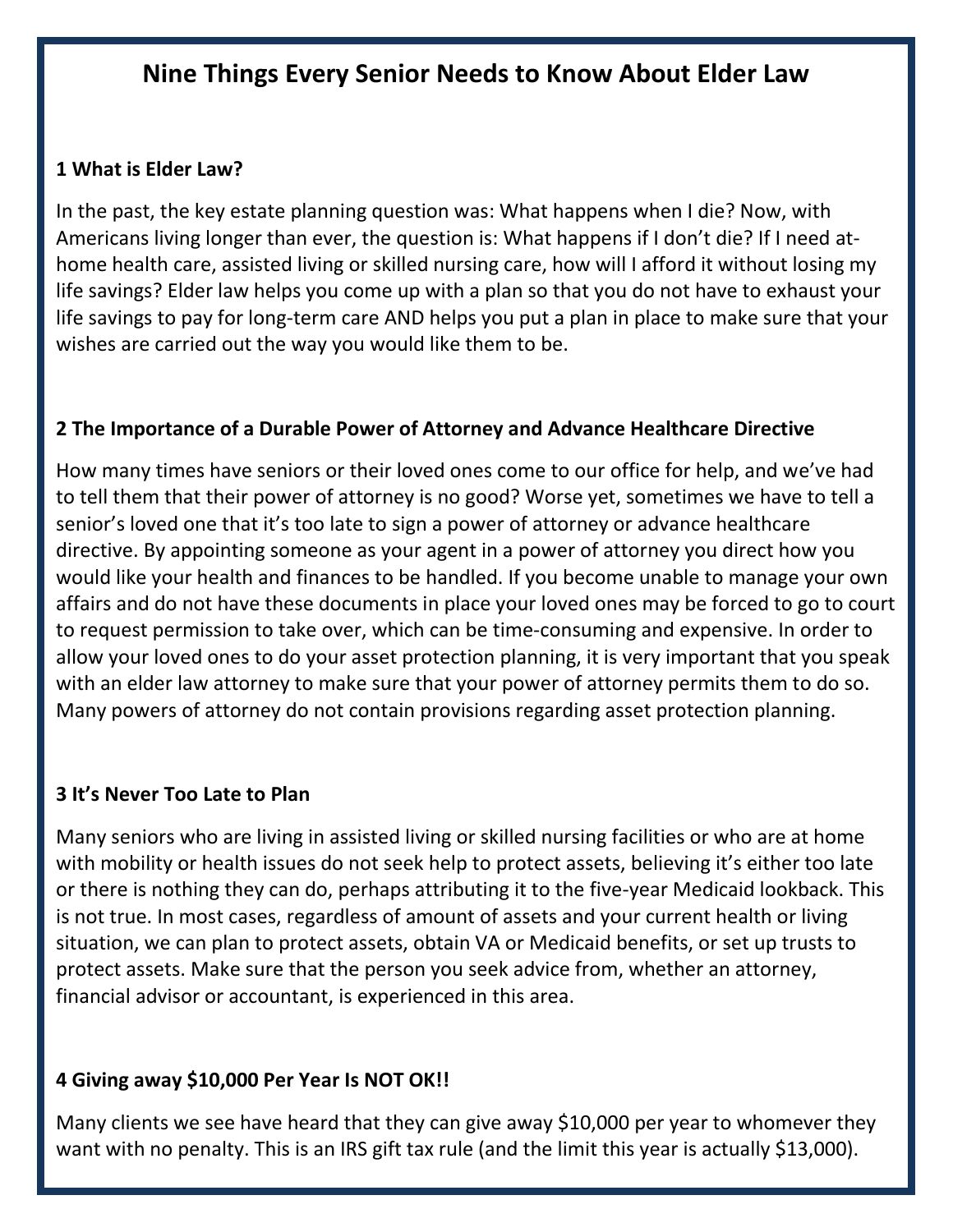# Nine Things Every Senior Needs to Know About Elder Law

### 1 What is Elder Law?

In the past, the key estate planning question was: What happens when I die? Now, with Americans living longer than ever, the question is: What happens if I don't die? If I need at-home health care, assisted living or skilled nursing care, how will I afford it without losing my life savings? Elder law helps you come up with a plan so that you do not have to exhaust your life savings to pay for long-term care AND helps you put a plan in place to make sure that your wishes are carried out the way you would like them to be.

### 2 The Importance of a Durable Power of Attorney and Advance Healthcare Directive

How many times have seniors or their loved ones come to our office for help, and we've had to tell them that their power of attorney is no good? Worse yet, sometimes we have to tell a senior's loved one that it's too late to sign a power of attorney or advance healthcare directive. By appointing someone as your agent in a power of attorney you direct how you would like your health and finances to be handled. If you become unable to manage your own affairs and do not have these documents in place your loved ones may be forced to go to court to request permission to take over, which can be time-consuming and expensive. In order to allow your loved ones to do your asset protection planning, it is very important that you speak with an elder law attorney to make sure that your power of attorney permits them to do so. Many powers of attorney do not contain provisions regarding asset protection planning.

### 3 It's Never Too Late to Plan

Many seniors who are living in assisted living or skilled nursing facilities or who are at home with mobility or health issues do not seek help to protect assets, believing it's either too late or there is nothing they can do, perhaps attributing it to the five-year Medicaid lookback. This is not true. In most cases, regardless of amount of assets and your current health or living situation, we can plan to protect assets, obtain VA or Medicaid benefits, or set up trusts to protect assets. Make sure that the person you seek advice from, whether an attorney, financial advisor or accountant, is experienced in this area.

### 4 Giving away $10,000 Per Year Is NOT OK!!

Many clients we see have heard that they can give away $10,000 per year to whomever they want with no penalty. This is an IRS gift tax rule (and the limit this year is actually $13,000).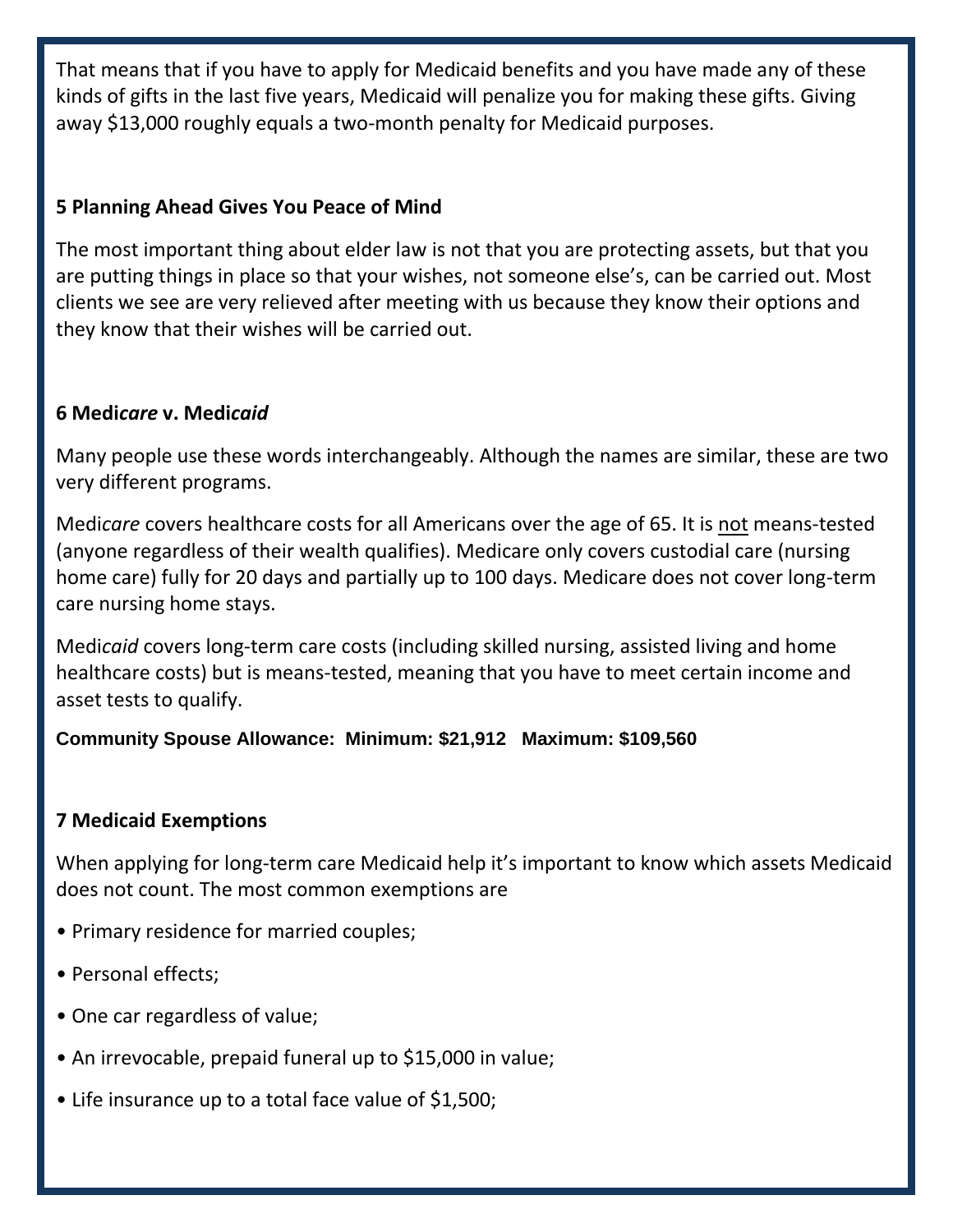That means that if you have to apply for Medicaid benefits and you have made any of these kinds of gifts in the last five years, Medicaid will penalize you for making these gifts. Giving away $13,000 roughly equals a two-month penalty for Medicaid purposes.

### 5 Planning Ahead Gives You Peace of Mind

The most important thing about elder law is not that you are protecting assets, but that you are putting things in place so that your wishes, not someone else's, can be carried out. Most clients we see are very relieved after meeting with us because they know their options and they know that their wishes will be carried out.

### 6 Medi*care* v. Medi*caid*

Many people use these words interchangeably. Although the names are similar, these are two very different programs.

Medi*care* covers healthcare costs for all Americans over the age of 65. It is <u>not</u> means-tested (anyone regardless of their wealth qualifies). Medicare only covers custodial care (nursing home care) fully for 20 days and partially up to 100 days. Medicare does not cover long-term care nursing home stays.

Medi*caid* covers long-term care costs (including skilled nursing, assisted living and home healthcare costs) but is means-tested, meaning that you have to meet certain income and asset tests to qualify.

**Community Spouse Allowance: Minimum: $21,912 Maximum: $109,560**

### 7 Medicaid Exemptions

When applying for long-term care Medicaid help it's important to know which assets Medicaid does not count. The most common exemptions are

- Primary residence for married couples;
- Personal effects;
- One car regardless of value;
- An irrevocable, prepaid funeral up to $15,000 in value;
- Life insurance up to a total face value of $1,500;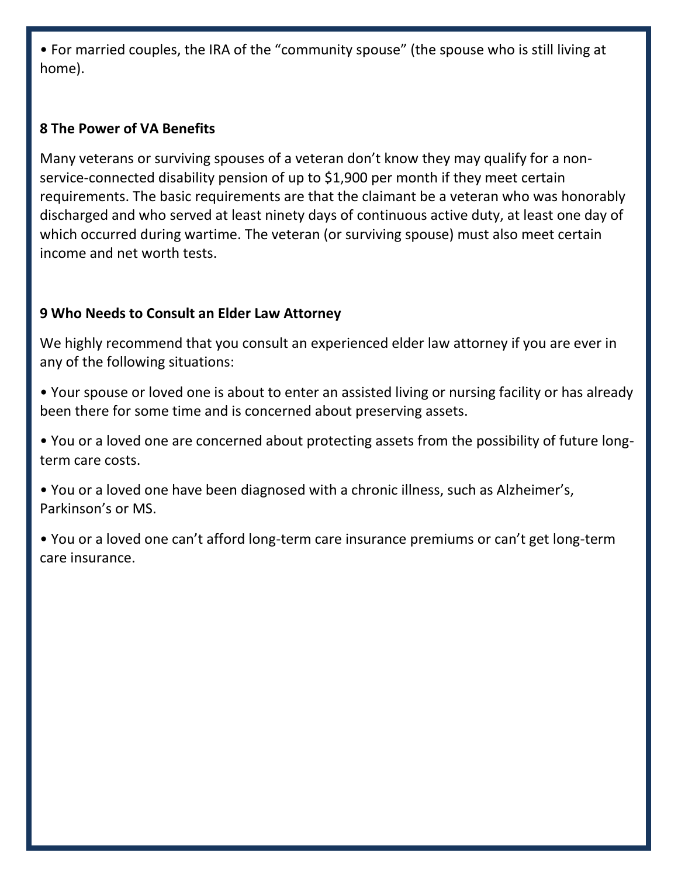- For married couples, the IRA of the “community spouse” (the spouse who is still living at home).

**8 The Power of VA Benefits**

Many veterans or surviving spouses of a veteran don’t know they may qualify for a non-service-connected disability pension of up to $1,900 per month if they meet certain requirements. The basic requirements are that the claimant be a veteran who was honorably discharged and who served at least ninety days of continuous active duty, at least one day of which occurred during wartime. The veteran (or surviving spouse) must also meet certain income and net worth tests.

**9 Who Needs to Consult an Elder Law Attorney**

We highly recommend that you consult an experienced elder law attorney if you are ever in any of the following situations:

- Your spouse or loved one is about to enter an assisted living or nursing facility or has already been there for some time and is concerned about preserving assets.
- You or a loved one are concerned about protecting assets from the possibility of future long-term care costs.
- You or a loved one have been diagnosed with a chronic illness, such as Alzheimer’s, Parkinson’s or MS.
- You or a loved one can’t afford long-term care insurance premiums or can’t get long-term care insurance.